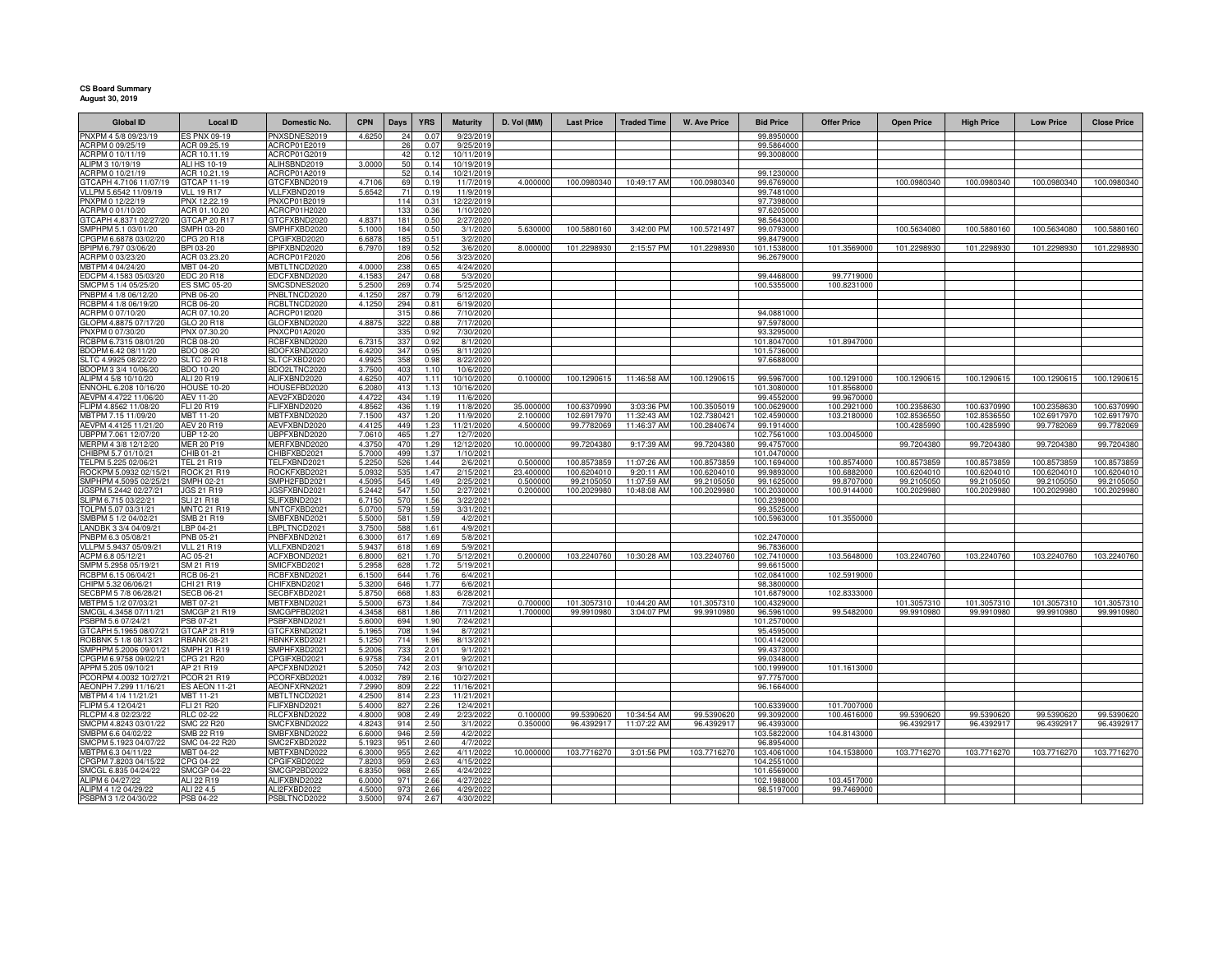**CS Board Summary**
**August 30, 2019**

| Global ID | Local ID | Domestic No. | CPN | Days | YRS | Maturity | D. Vol (MM) | Last Price | Traded Time | W. Ave Price | Bid Price | Offer Price | Open Price | High Price | Low Price | Close Price |
|---|---|---|---|---|---|---|---|---|---|---|---|---|---|---|---|---|
| PNXPM 4 5/8 09/23/19 | ES PNX 09-19 | PNXSDNES2019 | 4.6250 | 24 | 0.07 | 9/23/2019 | | | | | 99.8950000 | | | | | |
| ACRPM 0 09/25/19 | ACR 09.25.19 | ACRCP01E2019 | | 26 | 0.07 | 9/25/2019 | | | | | 99.5864000 | | | | | |
| ACRPM 0 10/11/19 | ACR 10.11.19 | ACRCP01G2019 | | 42 | 0.12 | 10/11/2019 | | | | | 99.3008000 | | | | | |
| ALIPM 3 10/19/19 | ALI HS 10-19 | ALIHSBND2019 | 3.0000 | 50 | 0.14 | 10/19/2019 | | | | | | | | | | |
| ACRPM 0 10/21/19 | ACR 10.21.19 | ACRCP01A2019 | | 52 | 0.14 | 10/21/2019 | | | | | 99.1230000 | | | | | |
| GTCAPH 4.7106 11/07/19 | GTCAP 11-19 | GTCFXBND2019 | 4.7106 | 69 | 0.19 | 11/7/2019 | 4.000000 | 100.0980340 | 10:49:17 AM | 100.0980340 | 99.6769000 | | 100.0980340 | 100.0980340 | 100.0980340 | 100.0980340 |
| VLLPM 5.6542 11/09/19 | VLL 19 R17 | VLLFXBND2019 | 5.6542 | 71 | 0.19 | 11/9/2019 | | | | | 99.7481000 | | | | | |
| PNXPM 0 12/22/19 | PNX 12.22.19 | PNXCP01B2019 | | 114 | 0.31 | 12/22/2019 | | | | | 97.7398000 | | | | | |
| ACRPM 0 01/10/20 | ACR 01.10.20 | ACRCP01H2020 | | 133 | 0.36 | 1/10/2020 | | | | | 97.6205000 | | | | | |
| GTCAPH 4.8371 02/27/20 | GTCAP 20 R17 | GTCFXBND2020 | 4.8371 | 181 | 0.50 | 2/27/2020 | | | | | 98.5643000 | | | | | |
| SMPHPM 5.1 03/01/20 | SMPH 03-20 | SMPHFXBD2020 | 5.1000 | 184 | 0.50 | 3/1/2020 | 5.630000 | 100.5880160 | 3:42:00 PM | 100.5721497 | 99.0793000 | | 100.5634080 | 100.5880160 | 100.5634080 | 100.5880160 |
| CPGPM 6.6878 03/02/20 | CPG 20 R18 | CPGIFXBD2020 | 6.6878 | 185 | 0.51 | 3/2/2020 | | | | | 99.8479000 | | | | | |
| BPIPM 6.797 03/06/20 | BPI 03-20 | BPIFXBND2020 | 6.7970 | 189 | 0.52 | 3/6/2020 | 8.000000 | 101.2298930 | 2:15:57 PM | 101.2298930 | 101.1538000 | 101.3569000 | 101.2298930 | 101.2298930 | 101.2298930 | 101.2298930 |
| ACRPM 0 03/23/20 | ACR 03.23.20 | ACRCP01F2020 | | 206 | 0.56 | 3/23/2020 | | | | | 96.2679000 | | | | | |
| MBTPM 4 04/24/20 | MBT 04-20 | MBTLTNCD2020 | 4.0000 | 238 | 0.65 | 4/24/2020 | | | | | | | | | | |
| EDCPM 4.1583 05/03/20 | EDC 20 R18 | EDCFXBND2020 | 4.1583 | 247 | 0.68 | 5/3/2020 | | | | | 99.4468000 | 99.7719000 | | | | |
| SMCPM 5 1/4 05/25/20 | ES SMC 05-20 | SMCSDNES2020 | 5.2500 | 269 | 0.74 | 5/25/2020 | | | | | 100.5355000 | 100.8231000 | | | | |
| PNBPM 4 1/8 06/12/20 | PNB 06-20 | PNBLTNCD2020 | 4.1250 | 287 | 0.79 | 6/12/2020 | | | | | | | | | | |
| RCBPM 4 1/8 06/19/20 | RCB 06-20 | RCBLTNCD2020 | 4.1250 | 294 | 0.81 | 6/19/2020 | | | | | | | | | | |
| ACRPM 0 07/10/20 | ACR 07.10.20 | ACRCP01I2020 | | 315 | 0.86 | 7/10/2020 | | | | | 94.0881000 | | | | | |
| GLOPM 4.8875 07/17/20 | GLO 20 R18 | GLOFXBND2020 | 4.8875 | 322 | 0.88 | 7/17/2020 | | | | | 97.5978000 | | | | | |
| PNXPM 0 07/30/20 | PNX 07.30.20 | PNXCP01A2020 | | 335 | 0.92 | 7/30/2020 | | | | | 93.3295000 | | | | | |
| RCBPM 6.7315 08/01/20 | RCB 08-20 | RCBFXBND2020 | 6.7315 | 337 | 0.92 | 8/1/2020 | | | | | 101.8047000 | 101.8947000 | | | | |
| BDOPM 6.42 08/11/20 | BDO 08-20 | BDOFXBND2020 | 6.4200 | 347 | 0.95 | 8/11/2020 | | | | | 101.5736000 | | | | | |
| SLTC 4.9925 08/22/20 | SLTC 20 R18 | SLTCFXBD2020 | 4.9925 | 358 | 0.98 | 8/22/2020 | | | | | 97.6688000 | | | | | |
| BDOPM 3 3/4 10/06/20 | BDO 10-20 | BDO2LTNC2020 | 3.7500 | 403 | 1.10 | 10/6/2020 | | | | | | | | | | |
| ALIPM 4 5/8 10/10/20 | ALI 20 R19 | ALIFXBND2020 | 4.6250 | 407 | 1.11 | 10/10/2020 | 0.100000 | 100.1290615 | 11:46:58 AM | 100.1290615 | 99.5967000 | 100.1291000 | 100.1290615 | 100.1290615 | 100.1290615 | 100.1290615 |
| ENNOHL 6.208 10/16/20 | HOUSE 10-20 | HOUSEFBD2020 | 6.2080 | 413 | 1.13 | 10/16/2020 | | | | | 101.3080000 | 101.8568000 | | | | |
| AEVPM 4.4722 11/06/20 | AEV 11-20 | AEV2FXBD2020 | 4.4722 | 434 | 1.19 | 11/6/2020 | | | | | 99.4552000 | 99.9670000 | | | | |
| FLIPM 4.8562 11/08/20 | FLI 20 R19 | FLIFXBND2020 | 4.8562 | 436 | 1.19 | 11/8/2020 | 35.000000 | 100.6370990 | 3:03:36 PM | 100.3505019 | 100.0629000 | 100.2921000 | 100.2358630 | 100.6370990 | 100.2358630 | 100.6370990 |
| MBTPM 7.15 11/09/20 | MBT 11-20 | MBTFXBND2020 | 7.1500 | 437 | 1.20 | 11/9/2020 | 2.100000 | 102.6917970 | 11:32:43 AM | 102.7380421 | 102.4590000 | 103.2180000 | 102.8536550 | 102.8536550 | 102.6917970 | 102.6917970 |
| AEVPM 4.4125 11/21/20 | AEV 20 R19 | AEVFXBND2020 | 4.4125 | 449 | 1.23 | 11/21/2020 | 4.500000 | 99.7782069 | 11:46:37 AM | 100.2840674 | 99.1914000 | | 100.4285990 | 100.4285990 | 99.7782069 | 99.7782069 |
| UBPPM 7.061 12/07/20 | UBP 12-20 | UBPFXBND2020 | 7.0610 | 465 | 1.27 | 12/7/2020 | | | | | 102.7561000 | 103.0045000 | | | | |
| MERPM 4 3/8 12/12/20 | MER 20 P19 | MERFXBND2020 | 4.3750 | 470 | 1.29 | 12/12/2020 | 10.000000 | 99.7204380 | 9:17:39 AM | 99.7204380 | 99.4757000 | | 99.7204380 | 99.7204380 | 99.7204380 | 99.7204380 |
| CHIBPM 5.7 01/10/21 | CHIB 01-21 | CHIBFXBD2021 | 5.7000 | 499 | 1.37 | 1/10/2021 | | | | | 101.0470000 | | | | | |
| TELPM 5.225 02/06/21 | TEL 21 R19 | TELFXBND2021 | 5.2250 | 526 | 1.44 | 2/6/2021 | 0.500000 | 100.8573859 | 11:07:26 AM | 100.8573859 | 100.1694000 | 100.8574000 | 100.8573859 | 100.8573859 | 100.8573859 | 100.8573859 |
| ROCKPM 5.0932 02/15/21 | ROCK 21 R19 | ROCKFXBD2021 | 5.0932 | 535 | 1.47 | 2/15/2021 | 23.400000 | 100.6204010 | 9:20:11 AM | 100.6204010 | 99.9893000 | 100.6882000 | 100.6204010 | 100.6204010 | 100.6204010 | 100.6204010 |
| SMPHPM 4.5095 02/25/21 | SMPH 02-21 | SMPH2FBD2021 | 4.5095 | 545 | 1.49 | 2/25/2021 | 0.500000 | 99.2105050 | 11:07:59 AM | 99.2105050 | 99.1625000 | 99.8707000 | 99.2105050 | 99.2105050 | 99.2105050 | 99.2105050 |
| JGSPM 5.2442 02/27/21 | JGS 21 R19 | JGSFXBND2021 | 5.2442 | 547 | 1.50 | 2/27/2021 | 0.200000 | 100.2029980 | 10:48:08 AM | 100.2029980 | 100.2030000 | 100.9144000 | 100.2029980 | 100.2029980 | 100.2029980 | 100.2029980 |
| SLIPM 6.715 03/22/21 | SLI 21 R18 | SLIFXBND2021 | 6.7150 | 570 | 1.56 | 3/22/2021 | | | | | 100.2398000 | | | | | |
| TOLPM 5.07 03/31/21 | MNTC 21 R19 | MNTCFXBD2021 | 5.0700 | 579 | 1.59 | 3/31/2021 | | | | | 99.3525000 | | | | | |
| SMBPM 5 1/2 04/02/21 | SMB 21 R19 | SMBFXBND2021 | 5.5000 | 581 | 1.59 | 4/2/2021 | | | | | 100.5963000 | 101.3550000 | | | | |
| LANDBK 3 3/4 04/09/21 | LBP 04-21 | LBPLTNCD2021 | 3.7500 | 588 | 1.61 | 4/9/2021 | | | | | | | | | | |
| PNBPM 6.3 05/08/21 | PNB 05-21 | PNBFXBND2021 | 6.3000 | 617 | 1.69 | 5/8/2021 | | | | | 102.2470000 | | | | | |
| VLLPM 5.9437 05/09/21 | VLL 21 R19 | VLLFXBND2021 | 5.9437 | 618 | 1.69 | 5/9/2021 | | | | | 96.7836000 | | | | | |
| ACPM 6.8 05/12/21 | AC 05-21 | ACFXBOND2021 | 6.8000 | 621 | 1.70 | 5/12/2021 | 0.200000 | 103.2240760 | 10:30:28 AM | 103.2240760 | 102.7410000 | 103.5648000 | 103.2240760 | 103.2240760 | 103.2240760 | 103.2240760 |
| SMPM 5.2958 05/19/21 | SM 21 R19 | SMICFXBD2021 | 5.2958 | 628 | 1.72 | 5/19/2021 | | | | | 99.6615000 | | | | | |
| RCBPM 6.15 06/04/21 | RCB 06-21 | RCBFXBND2021 | 6.1500 | 644 | 1.76 | 6/4/2021 | | | | | 102.0841000 | 102.5919000 | | | | |
| CHIPM 5.32 06/06/21 | CHI 21 R19 | CHIFXBND2021 | 5.3200 | 646 | 1.77 | 6/6/2021 | | | | | 98.3800000 | | | | | |
| SECBPM 5 7/8 06/28/21 | SECB 06-21 | SECBFXBD2021 | 5.8750 | 668 | 1.83 | 6/28/2021 | | | | | 101.6879000 | 102.8333000 | | | | |
| MBTPM 5 1/2 07/03/21 | MBT 07-21 | MBTFXBND2021 | 5.5000 | 673 | 1.84 | 7/3/2021 | 0.700000 | 101.3057310 | 10:44:20 AM | 101.3057310 | 100.4329000 | | 101.3057310 | 101.3057310 | 101.3057310 | 101.3057310 |
| SMCGL 4.3458 07/11/21 | SMCGP 21 R19 | SMCGPFBD2021 | 4.3458 | 681 | 1.86 | 7/11/2021 | 1.700000 | 99.9910980 | 3:04:07 PM | 99.9910980 | 96.5961000 | 99.5482000 | 99.9910980 | 99.9910980 | 99.9910980 | 99.9910980 |
| PSBPM 5.6 07/24/21 | PSB 07-21 | PSBFXBND2021 | 5.6000 | 694 | 1.90 | 7/24/2021 | | | | | 101.2570000 | | | | | |
| GTCAPH 5.1965 08/07/21 | GTCAP 21 R19 | GTCFXBND2021 | 5.1965 | 708 | 1.94 | 8/7/2021 | | | | | 95.4595000 | | | | | |
| ROBBNK 5 1/8 08/13/21 | RBANK 08-21 | RBNKFXBD2021 | 5.1250 | 714 | 1.96 | 8/13/2021 | | | | | 100.4142000 | | | | | |
| SMPHPM 5.2006 09/01/21 | SMPH 21 R19 | SMPHFXBD2021 | 5.2006 | 733 | 2.01 | 9/1/2021 | | | | | 99.4373000 | | | | | |
| CPGPM 6.9758 09/02/21 | CPG 21 R20 | CPGIFXBD2021 | 6.9758 | 734 | 2.01 | 9/2/2021 | | | | | 99.0348000 | | | | | |
| APPM 5.205 09/10/21 | AP 21 R19 | APCFXBND2021 | 5.2050 | 742 | 2.03 | 9/10/2021 | | | | | 100.1999000 | 101.1613000 | | | | |
| PCORPM 4.0032 10/27/21 | PCOR 21 R19 | PCORFXBD2021 | 4.0032 | 789 | 2.16 | 10/27/2021 | | | | | 97.7757000 | | | | | |
| AEONPH 7.299 11/16/21 | ES AEON 11-21 | AEONFXRN2021 | 7.2990 | 809 | 2.22 | 11/16/2021 | | | | | 96.1664000 | | | | | |
| MBTPM 4 1/4 11/21/21 | MBT 11-21 | MBTLTNCD2021 | 4.2500 | 814 | 2.23 | 11/21/2021 | | | | | | | | | | |
| FLIPM 5.4 12/04/21 | FLI 21 R20 | FLIFXBND2021 | 5.4000 | 827 | 2.26 | 12/4/2021 | | | | | 100.6339000 | 101.7007000 | | | | |
| RLCPM 4.8 02/23/22 | RLC 02-22 | RLCFXBND2022 | 4.8000 | 908 | 2.49 | 2/23/2022 | 0.100000 | 99.5390620 | 10:34:54 AM | 99.5390620 | 99.3092000 | 100.4616000 | 99.5390620 | 99.5390620 | 99.5390620 | 99.5390620 |
| SMCPM 4.8243 03/01/22 | SMC 22 R20 | SMCFXBND2022 | 4.8243 | 914 | 2.50 | 3/1/2022 | 0.350000 | 96.4392917 | 11:07:22 AM | 96.4392917 | 96.4393000 | | 96.4392917 | 96.4392917 | 96.4392917 | 96.4392917 |
| SMBPM 6.6 04/02/22 | SMB 22 R19 | SMBFXBND2022 | 6.6000 | 946 | 2.59 | 4/2/2022 | | | | | 103.5822000 | 104.8143000 | | | | |
| SMCPM 5.1923 04/07/22 | SMC 04-22 R20 | SMC2FXBD2022 | 5.1923 | 951 | 2.60 | 4/7/2022 | | | | | 96.8954000 | | | | | |
| MBTPM 6.3 04/11/22 | MBT 04-22 | MBTFXBND2022 | 6.3000 | 955 | 2.62 | 4/11/2022 | 10.000000 | 103.7716270 | 3:01:56 PM | 103.7716270 | 103.4061000 | 104.1538000 | 103.7716270 | 103.7716270 | 103.7716270 | 103.7716270 |
| CPGPM 7.8203 04/15/22 | CPG 04-22 | CPGIFXBD2022 | 7.8203 | 959 | 2.63 | 4/15/2022 | | | | | 104.2551000 | | | | | |
| SMCGL 6.835 04/24/22 | SMCGP 04-22 | SMCGP2BD2022 | 6.8350 | 968 | 2.65 | 4/24/2022 | | | | | 101.6569000 | | | | | |
| ALIPM 6 04/27/22 | ALI 22 R19 | ALIFXBND2022 | 6.0000 | 971 | 2.66 | 4/27/2022 | | | | | 102.1988000 | 103.4517000 | | | | |
| ALIPM 4 1/2 04/29/22 | ALI 22 4.5 | ALI2FXBD2022 | 4.5000 | 973 | 2.66 | 4/29/2022 | | | | | 98.5197000 | 99.7469000 | | | | |
| PSBPM 3 1/2 04/30/22 | PSB 04-22 | PSBLTNCD2022 | 3.5000 | 974 | 2.67 | 4/30/2022 | | | | | | | | | | |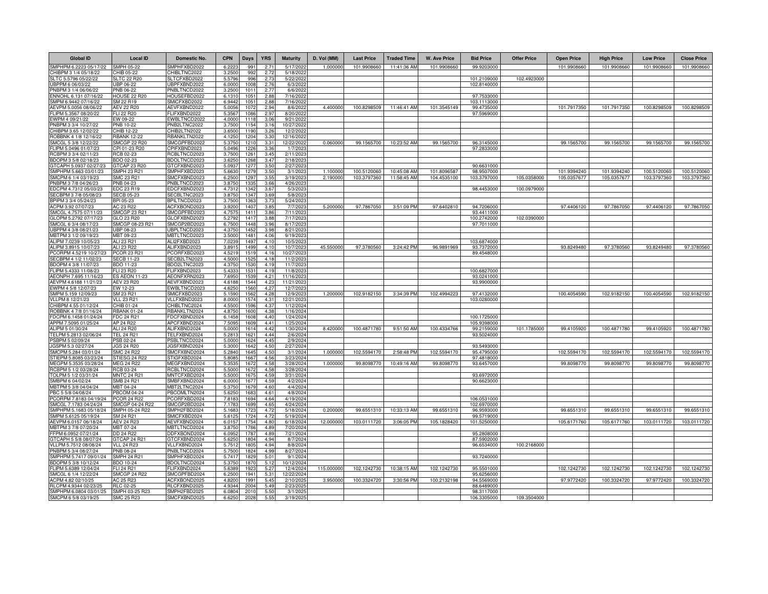| Global ID | Local ID | Domestic No. | CPN | Days | YRS | Maturity | D. Vol (MM) | Last Price | Traded Time | W. Ave Price | Bid Price | Offer Price | Open Price | High Price | Low Price | Close Price |
|---|---|---|---|---|---|---|---|---|---|---|---|---|---|---|---|---|
| SMPHPM 6.2223 05/17/22 | SMPH 05-22 | SMPHFXBD2022 | 6.2223 | 991 | 2.71 | 5/17/2022 | 1.000000 | 101.9908660 | 11:41:36 AM | 101.9908660 | 99.9203000 | | 101.9908660 | 101.9908660 | 101.9908660 | 101.9908660 |
| CHIBPM 3 1/4 05/18/22 | CHIB 05-22 | CHIBLTNC2022 | 3.2500 | 992 | 2.72 | 5/18/2022 | | | | | | | | | | |
| SLTC 5.5796 05/22/22 | SLTC 22 R20 | SLTCFXBD2022 | 5.5796 | 996 | 2.73 | 5/22/2022 | | | | | 101.2109000 | 102.4923000 | | | | |
| UBPPM 6 06/03/22 | UBP 06-22 | UBPFXBND2022 | 6.0000 | 1008 | 2.76 | 6/3/2022 | | | | | 102.8140000 | | | | | |
| PNBPM 3 1/4 06/06/22 | PNB 06-22 | PNBLTNCD2022 | 3.2500 | 1011 | 2.77 | 6/6/2022 | | | | | | | | | | |
| ENNOHL 6.131 07/16/22 | HOUSE 22 R20 | HOUSEFBD2022 | 6.1310 | 1051 | 2.88 | 7/16/2022 | | | | | 97.7533000 | | | | | |
| SMPM 6.9442 07/16/22 | SM 22 R19 | SMICFXBD2022 | 6.9442 | 1051 | 2.88 | 7/16/2022 | | | | | 103.1113000 | | | | | |
| AEVPM 5.0056 08/06/22 | AEV 22 R20 | AEVFXBND2022 | 5.0056 | 1072 | 2.94 | 8/6/2022 | 4.400000 | 100.8298509 | 11:46:41 AM | 101.3545149 | 99.4735000 | | 101.7917350 | 101.7917350 | 100.8298509 | 100.8298509 |
| FLIPM 5.3567 08/20/22 | FLI 22 R20 | FLIFXBND2022 | 5.3567 | 1086 | 2.97 | 8/20/2022 | | | | | 97.5969000 | | | | | |
| EWPM 4 09/21/22 | EW 09-22 | EWBLTNCD2022 | 4.0000 | 1118 | 3.06 | 9/21/2022 | | | | | | | | | | |
| PNBPM 3 3/4 10/27/22 | PNB 10-22 | PNB2LTNC2022 | 3.7500 | 1154 | 3.16 | 10/27/2022 | | | | | | | | | | |
| CHIBPM 3.65 12/02/22 | CHIB 12-22 | CHIB2LTN2022 | 3.6500 | 1190 | 3.26 | 12/2/2022 | | | | | | | | | | |
| ROBBNK 4 1/8 12/16/22 | RBANK 12-22 | RBANKLTN2022 | 4.1250 | 1204 | 3.30 | 12/16/2022 | | | | | | | | | | |
| SMCGL 5 3/8 12/22/22 | SMCGP 22 R20 | SMCGPFBD2022 | 5.3750 | 1210 | 3.31 | 12/22/2022 | 0.060000 | 99.1565700 | 10:23:52 AM | 99.1565700 | 96.3145000 | | 99.1565700 | 99.1565700 | 99.1565700 | 99.1565700 |
| FLIPM 5.0496 01/07/23 | CPI 01-23 R20 | CPIFXBND2023 | 5.0496 | 1226 | 3.36 | 1/7/2023 | | | | | 97.2833000 | | | | | |
| RCBPM 3 3/4 02/11/23 | RCB 02-23 | RCBLTNCD2023 | 3.7500 | 1261 | 3.45 | 2/11/2023 | | | | | | | | | | |
| BDOPM 3 5/8 02/18/23 | BDO 02-23 | BDOLTNCD2023 | 3.6250 | 1268 | 3.47 | 2/18/2023 | | | | | | | | | | |
| GTCAPH 5.0937 02/27/23 | GTCAP 23 R20 | GTCFXBND2023 | 5.0937 | 1277 | 3.50 | 2/27/2023 | | | | | 90.6631000 | | | | | |
| SMPHPM 5.663 03/01/23 | SMPH 23 R21 | SMPHFXBD2023 | 5.6630 | 1279 | 3.50 | 3/1/2023 | 1.100000 | 100.5120060 | 10:45:08 AM | 101.8096587 | 98.9507000 | | 101.9394240 | 101.9394240 | 100.5120060 | 100.5120060 |
| SMCPM 6 1/4 03/19/23 | SMC 23 R21 | SMCFXBND2023 | 6.2500 | 1297 | 3.55 | 3/19/2023 | 2.190000 | 103.3797360 | 11:58:45 AM | 104.4535100 | 103.3797000 | 105.0358000 | 105.0357677 | 105.0357677 | 103.3797360 | 103.3797360 |
| PNBPM 3 7/8 04/26/23 | PNB 04-23 | PNBLTNCD2023 | 3.8750 | 1335 | 3.66 | 4/26/2023 | | | | | | | | | | |
| EDCPM 4.7312 05/03/23 | EDC 23 R19 | EDCFXBND2023 | 4.7312 | 1342 | 3.67 | 5/3/2023 | | | | | 98.4453000 | 100.0979000 | | | | |
| SECBPM 3 7/8 05/08/23 | SECB 05-23 | SECBLTNC2023 | 3.8750 | 1347 | 3.69 | 5/8/2023 | | | | | | | | | | |
| BPIPM 3 3/4 05/24/23 | BPI 05-23 | BPILTNCD2023 | 3.7500 | 1363 | 3.73 | 5/24/2023 | | | | | | | | | | |
| ACPM 3.92 07/07/23 | AC 23 R22 | ACFXBOND2023 | 3.9200 | 1407 | 3.85 | 7/7/2023 | 5.200000 | 97.7867050 | 3:51:09 PM | 97.6402810 | 94.7206000 | | 97.4406120 | 97.7867050 | 97.4406120 | 97.7867050 |
| SMCGL 4.7575 07/11/23 | SMCGP 23 R21 | SMCGPFBD2023 | 4.7575 | 1411 | 3.86 | 7/11/2023 | | | | | 93.4411000 | | | | | |
| GLOPM 5.2792 07/17/23 | GLO 23 R20 | GLOFXBND2023 | 5.2792 | 1417 | 3.88 | 7/17/2023 | | | | | 100.2742000 | 102.0390000 | | | | |
| SMCGL 6 3/4 08/17/23 | SMCGP 08-23 R21 | SMCGP2BD2023 | 6.7500 | 1448 | 3.96 | 8/17/2023 | | | | | 97.7011000 | | | | | |
| UBPPM 4 3/8 08/21/23 | UBP 08-23 | UBPLTNCD2023 | 4.3750 | 1452 | 3.98 | 8/21/2023 | | | | | | | | | | |
| MBTPM 3 1/2 09/19/23 | MBT 09-23 | MBTLTNCD2023 | 3.5000 | 1481 | 4.06 | 9/19/2023 | | | | | | | | | | |
| ALIPM 7.0239 10/05/23 | ALI 23 R21 | ALI2FXBD2023 | 7.0239 | 1497 | 4.10 | 10/5/2023 | | | | | 103.6874000 | | | | | |
| ALIPM 3.8915 10/07/23 | ALI 23 R22 | ALIFXBND2023 | 3.8915 | 1499 | 4.10 | 10/7/2023 | 45.550000 | 97.3780560 | 3:24:42 PM | 96.9891969 | 93.7372000 | | 93.8249480 | 97.3780560 | 93.8249480 | 97.3780560 |
| PCORPM 4.5219 10/27/23 | PCOR 23 R21 | PCORFXBD2023 | 4.5219 | 1519 | 4.16 | 10/27/2023 | | | | | 89.4548000 | | | | | |
| SECBPM 4 1/2 11/02/23 | SECB 11-23 | SECB2LTN2023 | 4.5000 | 1525 | 4.18 | 11/2/2023 | | | | | | | | | | |
| BDOPM 4 3/8 11/07/23 | BDO 11-23 | BDO2LTNC2023 | 4.3750 | 1530 | 4.19 | 11/7/2023 | | | | | | | | | | |
| FLIPM 5.4333 11/08/23 | FLI 23 R20 | FLIFXBND2023 | 5.4333 | 1531 | 4.19 | 11/8/2023 | | | | | 100.6827000 | | | | | |
| AEONPH 7.695 11/16/23 | ES AEON 11-23 | AEONFXRN2023 | 7.6950 | 1539 | 4.21 | 11/16/2023 | | | | | 93.0241000 | | | | | |
| AEVPM 4.6188 11/21/23 | AEV 23 R20 | AEVFXBND2023 | 4.6188 | 1544 | 4.23 | 11/21/2023 | | | | | 93.9900000 | | | | | |
| EWPM 4 5/8 12/07/23 | EW 12-23 | EWBLTNCD2023 | 4.6250 | 1560 | 4.27 | 12/7/2023 | | | | | | | | | | |
| SMPM 5.159 12/09/23 | SM 23 R21 | SMICFXBD2023 | 5.1590 | 1562 | 4.28 | 12/9/2023 | 1.200000 | 102.9182150 | 3:34:39 PM | 102.4994223 | 97.4132000 | | 100.4054590 | 102.9182150 | 100.4054590 | 102.9182150 |
| VLLPM 8 12/21/23 | VLL 23 R21 | VLLFXBND2023 | 8.0000 | 1574 | 4.31 | 12/21/2023 | | | | | 103.0280000 | | | | | |
| CHIBPM 4.55 01/12/24 | CHIB 01-24 | CHIBLTNC2024 | 4.5500 | 1596 | 4.37 | 1/12/2024 | | | | | | | | | | |
| ROBBNK 4 7/8 01/16/24 | RBANK 01-24 | RBANKLTN2024 | 4.8750 | 1600 | 4.38 | 1/16/2024 | | | | | | | | | | |
| FDCPM 6.1458 01/24/24 | FDC 24 R21 | FDCFXBND2024 | 6.1458 | 1608 | 4.40 | 1/24/2024 | | | | | 100.1725000 | | | | | |
| APPM 7.5095 01/25/24 | AP 24 R22 | APCFXBND2024 | 7.5095 | 1609 | 4.41 | 1/25/2024 | | | | | 105.9398000 | | | | | |
| ALIPM 5 01/30/24 | ALI 24 R20 | ALIFXBND2024 | 5.0000 | 1614 | 4.42 | 1/30/2024 | 8.420000 | 100.4871780 | 9:51:50 AM | 100.4334766 | 99.2159000 | 101.1785000 | 99.4105920 | 100.4871780 | 99.4105920 | 100.4871780 |
| TELPM 5.2813 02/06/24 | TEL 24 R21 | TELFXBND2024 | 5.2813 | 1621 | 4.44 | 2/6/2024 | | | | | 93.5024000 | | | | | |
| PSBPM 5 02/09/24 | PSB 02-24 | PSBLTNCD2024 | 5.0000 | 1624 | 4.45 | 2/9/2024 | | | | | | | | | | |
| JGSPM 5.3 02/27/24 | JGS 24 R20 | JGSFXBND2024 | 5.3000 | 1642 | 4.50 | 2/27/2024 | | | | | 93.5493000 | | | | | |
| SMCPM 5.284 03/01/24 | SMC 24 R22 | SMCFXBND2024 | 5.2840 | 1645 | 4.50 | 3/1/2024 | 1.000000 | 102.5594170 | 2:58:48 PM | 102.5594170 | 95.4795000 | | 102.5594170 | 102.5594170 | 102.5594170 | 102.5594170 |
| STIEPM 5.8085 03/23/24 | STIESG 24 R22 | STIGFXBD2024 | 5.8085 | 1667 | 4.56 | 3/23/2024 | | | | | 97.4818000 | | | | | |
| MEGPM 5.3535 03/28/24 | MEG 24 R22 | MEGFXBND2024 | 5.3535 | 1672 | 4.58 | 3/28/2024 | 1.000000 | 99.8098770 | 10:49:16 AM | 99.8098770 | 93.6457000 | | 99.8098770 | 99.8098770 | 99.8098770 | 99.8098770 |
| RCBPM 5 1/2 03/28/24 | RCB 03-24 | RCBLTNCD2024 | 5.5000 | 1672 | 4.58 | 3/28/2024 | | | | | | | | | | |
| TOLPM 5 1/2 03/31/24 | MNTC 24 R21 | MNTCFXBD2024 | 5.5000 | 1675 | 4.59 | 3/31/2024 | | | | | 93.6972000 | | | | | |
| SMBPM 6 04/02/24 | SMB 24 R21 | SMBFXBND2024 | 6.0000 | 1677 | 4.59 | 4/2/2024 | | | | | 90.6623000 | | | | | |
| MBTPM 5 3/8 04/04/24 | MBT 04-24 | MBT2LTNC2024 | 5.3750 | 1679 | 4.60 | 4/4/2024 | | | | | | | | | | |
| PBC 5 5/8 04/08/24 | PBCOM 04-24 | PBCOMLTN2024 | 5.6250 | 1683 | 4.61 | 4/8/2024 | | | | | | | | | | |
| PCORPM 7.8183 04/19/24 | PCOR 24 R22 | PCORFXBD2024 | 7.8183 | 1694 | 4.64 | 4/19/2024 | | | | | 106.0531000 | | | | | |
| SMCGL 7.1783 04/24/24 | SMCGP 04-24 R22 | SMCGP2BD2024 | 7.1783 | 1699 | 4.65 | 4/24/2024 | | | | | 102.6970000 | | | | | |
| SMPHPM 5.1683 05/18/24 | SMPH 05-24 R22 | SMPH2FBD2024 | 5.1683 | 1723 | 4.72 | 5/18/2024 | 0.200000 | 99.6551310 | 10:33:13 AM | 99.6551310 | 96.9593000 | | 99.6551310 | 99.6551310 | 99.6551310 | 99.6551310 |
| SMPM 5.6125 05/19/24 | SM 24 R21 | SMICFXBD2024 | 5.6125 | 1724 | 4.72 | 5/19/2024 | | | | | 99.5719000 | | | | | |
| AEVPM 6.0157 06/18/24 | AEV 24 R23 | AEVFXBND2024 | 6.0157 | 1754 | 4.80 | 6/18/2024 | 12.000000 | 103.0111720 | 3:06:05 PM | 105.1828420 | 101.5250000 | | 105.6171760 | 105.6171760 | 103.0111720 | 103.0111720 |
| MBTPM 3 7/8 07/20/24 | MBT 07-24 | MBTLTNCD2024 | 3.8750 | 1786 | 4.89 | 7/20/2024 | | | | | | | | | | |
| FFPM 6.0952 07/21/24 | DD 24 R22 | DDFXBOND2024 | 6.0952 | 1787 | 4.89 | 7/21/2024 | | | | | 95.2808000 | | | | | |
| GTCAPH 5 5/8 08/07/24 | GTCAP 24 R21 | GTCFXBND2024 | 5.6250 | 1804 | 4.94 | 8/7/2024 | | | | | 87.5902000 | | | | | |
| VLLPM 5.7512 08/08/24 | VLL 24 R23 | VLLFXBND2024 | 5.7512 | 1805 | 4.94 | 8/8/2024 | | | | | 96.6534000 | 100.2168000 | | | | |
| PNBPM 5 3/4 08/27/24 | PNB 08-24 | PNBLTNCD2024 | 5.7500 | 1824 | 4.99 | 8/27/2024 | | | | | | | | | | |
| SMPHPM 5.7417 09/01/24 | SMPH 24 R21 | SMPHFXBD2024 | 5.7417 | 1829 | 5.01 | 9/1/2024 | | | | | 93.7240000 | | | | | |
| BDOPM 5 3/8 10/12/24 | BDO 10-24 | BDOLTNCD2024 | 5.3750 | 1870 | 5.12 | 10/12/2024 | | | | | | | | | | |
| FLIPM 5.6389 12/04/24 | FLI 24 R21 | FLIFXBND2024 | 5.6389 | 1923 | 5.27 | 12/4/2024 | 115.000000 | 102.1242730 | 10:38:15 AM | 102.1242730 | 95.5501000 | | 102.1242730 | 102.1242730 | 102.1242730 | 102.1242730 |
| SMCGL 6 1/4 12/22/24 | SMCGP 24 R22 | SMCGPFBD2024 | 6.2500 | 1941 | 5.31 | 12/22/2024 | | | | | 95.6256000 | | | | | |
| ACPM 4.82 02/10/25 | AC 25 R23 | ACFXBOND2025 | 4.8200 | 1991 | 5.45 | 2/10/2025 | 3.950000 | 100.3324720 | 3:30:56 PM | 100.2132198 | 94.5569000 | | 97.9772420 | 100.3324720 | 97.9772420 | 100.3324720 |
| RLCPM 4.9344 02/23/25 | RLC 02-25 | RLCFXBND2025 | 4.9344 | 2004 | 5.49 | 2/23/2025 | | | | | 88.6489000 | | | | | |
| SMPHPM 6.0804 03/01/25 | SMPH 03-25 R23 | SMPH2FBD2025 | 6.0804 | 2010 | 5.50 | 3/1/2025 | | | | | 98.3117000 | | | | | |
| SMCPM 6 5/8 03/19/25 | SMC 25 R23 | SMCFXBND2025 | 6.6250 | 2028 | 5.55 | 3/19/2025 | | | | | 106.3305000 | 109.3504000 | | | | |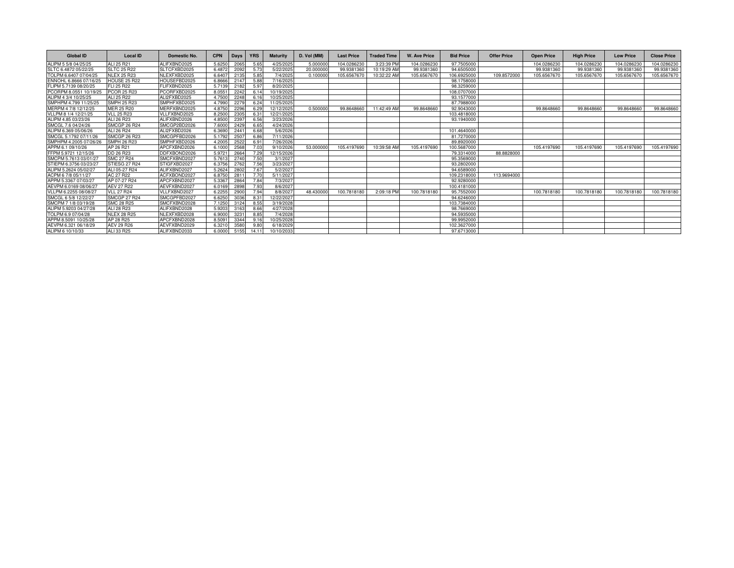| Global ID | Local ID | Domestic No. | CPN | Days | YRS | Maturity | D. Vol (MM) | Last Price | Traded Time | W. Ave Price | Bid Price | Offer Price | Open Price | High Price | Low Price | Close Price |
|---|---|---|---|---|---|---|---|---|---|---|---|---|---|---|---|---|
| ALIPM 5 5/8 04/25/25 | ALI 25 R21 | ALIFXBND2025 | 5.6250 | 2065 | 5.65 | 4/25/2025 | 5.000000 | 104.0286230 | 3:23:39 PM | 104.0286230 | 97.7505000 | | 104.0286230 | 104.0286230 | 104.0286230 | 104.0286230 |
| SLTC 6.4872 05/22/25 | SLTC 25 R22 | SLTCFXBD2025 | 6.4872 | 2092 | 5.73 | 5/22/2025 | 20.000000 | 99.9381360 | 10:19:29 AM | 99.9381360 | 94.6505000 | | 99.9381360 | 99.9381360 | 99.9381360 | 99.9381360 |
| TOLPM 6.6407 07/04/25 | NLEX 25 R23 | NLEXFXBD2025 | 6.6407 | 2135 | 5.85 | 7/4/2025 | 0.100000 | 105.6567670 | 10:32:22 AM | 105.6567670 | 106.6925000 | 109.8572000 | 105.6567670 | 105.6567670 | 105.6567670 | 105.6567670 |
| ENNOHL 6.8666 07/16/25 | HOUSE 25 R22 | HOUSEFBD2025 | 6.8666 | 2147 | 5.88 | 7/16/2025 | | | | | 98.1758000 | | | | | |
| FLIPM 5.7139 08/20/25 | FLI 25 R22 | FLIFXBND2025 | 5.7139 | 2182 | 5.97 | 8/20/2025 | | | | | 98.3259000 | | | | | |
| PCORPM 8.0551 10/19/25 | PCOR 25 R23 | PCORFXBD2025 | 8.0551 | 2242 | 6.14 | 10/19/2025 | | | | | 108.0707000 | | | | | |
| ALIPM 4 3/4 10/25/25 | ALI 25 R22 | ALI2FXBD2025 | 4.7500 | 2248 | 6.16 | 10/25/2025 | | | | | 93.1577000 | | | | | |
| SMPHPM 4.799 11/25/25 | SMPH 25 R23 | SMPHFXBD2025 | 4.7990 | 2279 | 6.24 | 11/25/2025 | | | | | 87.7988000 | | | | | |
| MERPM 4 7/8 12/12/25 | MER 25 R20 | MERFXBND2025 | 4.8750 | 2296 | 6.29 | 12/12/2025 | 0.500000 | 99.8648660 | 11:42:49 AM | 99.8648660 | 92.9043000 | | 99.8648660 | 99.8648660 | 99.8648660 | 99.8648660 |
| VLLPM 8 1/4 12/21/25 | VLL 25 R23 | VLLFXBND2025 | 8.2500 | 2305 | 6.31 | 12/21/2025 | | | | | 103.4818000 | | | | | |
| ALIPM 4.85 03/23/26 | ALI 26 R23 | ALIFXBND2026 | 4.8500 | 2397 | 6.56 | 3/23/2026 | | | | | 93.1940000 | | | | | |
| SMCGL 7.6 04/24/26 | SMCGP 26 R24 | SMCGP2BD2026 | 7.6000 | 2429 | 6.65 | 4/24/2026 | | | | | | | | | | |
| ALIPM 6.369 05/06/26 | ALI 26 R24 | ALI2FXBD2026 | 6.3690 | 2441 | 6.68 | 5/6/2026 | | | | | 101.4640000 | | | | | |
| SMCGL 5.1792 07/11/26 | SMCGP 26 R23 | SMCGPFBD2026 | 5.1792 | 2507 | 6.86 | 7/11/2026 | | | | | 81.7270000 | | | | | |
| SMPHPM 4.2005 07/26/26 | SMPH 26 R23 | SMPHFXBD2026 | 4.2005 | 2522 | 6.91 | 7/26/2026 | | | | | 89.8920000 | | | | | |
| APPM 6.1 09/10/26 | AP 26 R21 | APCFXBND2026 | 6.1000 | 2568 | 7.03 | 9/10/2026 | 53.000000 | 105.4197690 | 10:39:58 AM | 105.4197690 | 100.5687000 | | 105.4197690 | 105.4197690 | 105.4197690 | 105.4197690 |
| FFPM 5.9721 12/15/26 | DD 26 R23 | DDFXBOND2026 | 5.9721 | 2664 | 7.29 | 12/15/2026 | | | | | 79.3314000 | 88.8828000 | | | | |
| SMCPM 5.7613 03/01/27 | SMC 27 R24 | SMCFXBND2027 | 5.7613 | 2740 | 7.50 | 3/1/2027 | | | | | 95.3569000 | | | | | |
| STIEPM 6.3756 03/23/27 | STIESG 27 R24 | STIGFXBD2027 | 6.3756 | 2762 | 7.56 | 3/23/2027 | | | | | 93.2802000 | | | | | |
| ALIPM 5.2624 05/02/27 | ALI 05-27 R24 | ALIFXBND2027 | 5.2624 | 2802 | 7.67 | 5/2/2027 | | | | | 94.6589000 | | | | | |
| ACPM 6 7/8 05/11/27 | AC 27 R22 | ACFXBOND2027 | 6.8750 | 2811 | 7.70 | 5/11/2027 | | | | | 109.2318000 | 113.9694000 | | | | |
| APPM 5.3367 07/03/27 | AP 07-27 R24 | APCFXBND2027 | 5.3367 | 2864 | 7.84 | 7/3/2027 | | | | | 92.9280000 | | | | | |
| AEVPM 6.0169 08/06/27 | AEV 27 R22 | AEVFXBND2027 | 6.0169 | 2898 | 7.93 | 8/6/2027 | | | | | 100.4181000 | | | | | |
| VLLPM 6.2255 08/08/27 | VLL 27 R24 | VLLFXBND2027 | 6.2255 | 2900 | 7.94 | 8/8/2027 | 48.430000 | 100.7818180 | 2:09:18 PM | 100.7818180 | 95.7552000 | | 100.7818180 | 100.7818180 | 100.7818180 | 100.7818180 |
| SMCGL 6 5/8 12/22/27 | SMCGP 27 R24 | SMCGPFBD2027 | 6.6250 | 3036 | 8.31 | 12/22/2027 | | | | | 94.6246000 | | | | | |
| SMCPM 7 1/8 03/19/28 | SMC 28 R25 | SMCFXBND2028 | 7.1250 | 3124 | 8.55 | 3/19/2028 | | | | | 103.7384000 | | | | | |
| ALIPM 5.9203 04/27/28 | ALI 28 R23 | ALIFXBND2028 | 5.9203 | 3163 | 8.66 | 4/27/2028 | | | | | 98.7669000 | | | | | |
| TOLPM 6.9 07/04/28 | NLEX 28 R25 | NLEXFXBD2028 | 6.9000 | 3231 | 8.85 | 7/4/2028 | | | | | 94.5935000 | | | | | |
| APPM 8.5091 10/25/28 | AP 28 R25 | APCFXBND2028 | 8.5091 | 3344 | 9.16 | 10/25/2028 | | | | | 99.9952000 | | | | | |
| AEVPM 6.321 06/18/29 | AEV 29 R26 | AEVFXBND2029 | 6.3210 | 3580 | 9.80 | 6/18/2029 | | | | | 102.3627000 | | | | | |
| ALIPM 6 10/10/33 | ALI 33 R25 | ALIFXBND2033 | 6.0000 | 5155 | 14.11 | 10/10/2033 | | | | | 97.6713000 | | | | | |